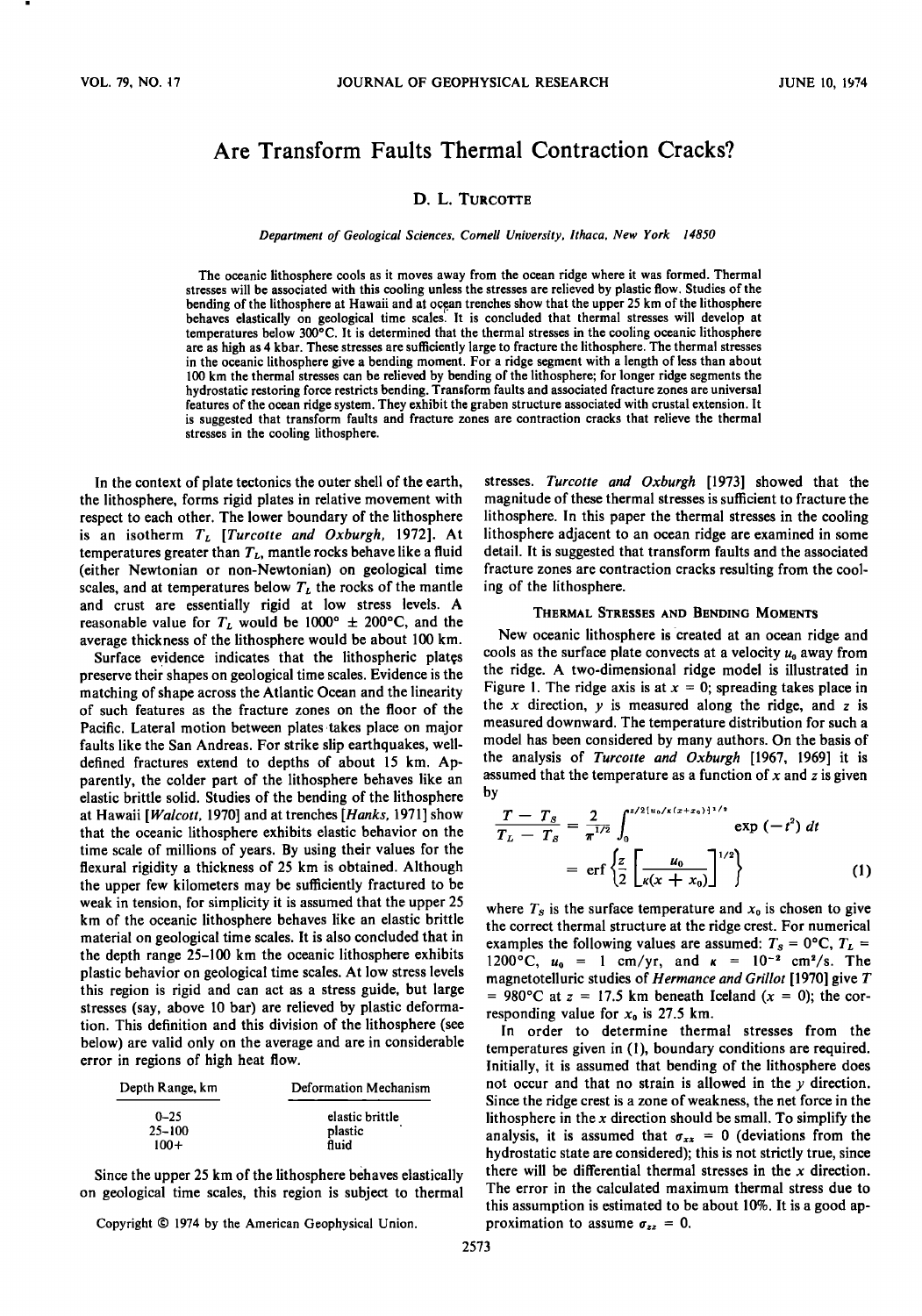# Are Transform Faults Thermal Contraction Cracks?

D. L. TURCOTTE

*Department of Geological Sciences, Cornell University, Ithaca, New York 14850*

The oceanic lithosphere cools as it moves away from the ocean ridge where it was formed. Thermal stresses will be associated with this cooling unless the stresses are relieved by plastic flow. Studies of the bending of the lithosphere at Hawaii and at ocean trenches show that the upper 25 km of the lithosphere behaves elastically on geological time scales. It is concluded that thermal stresses will develop at temperatures below 300°C. It is determined that the thermal stresses in the cooling oceanic lithosphere are as high as 4 kbar. These stresses are sufficiently large to fracture the lithosphere. The thermal stresses in the oceanic lithosphere give a bending moment. For a ridge segment with a length of less than about 100 km the thermal stresses can be relieved by bending of the lithosphere; for longer ridge segments the hydrostatic restoring force restricts bending. Transform faults and associated fracture zones are universal features of the ocean ridge system. They exhibit the graben structure associated with crustal extension. It is suggested that transform faults and fracture zones are contraction cracks that relieve the thermal stresses in the cooling lithosphere.

In the context of plate tectonics the outer shell of the earth, the lithosphere, forms rigid plates in relative movement with respect to each other. The lower boundary of the lithosphere is an isotherm $T_L$ [*Turcotte and Oxburgh*, 1972]. At temperatures greater than $T_L$, mantle rocks behave like a fluid (either Newtonian or non-Newtonian) on geological time scales, and at temperatures below $T_L$ the rocks of the mantle and crust are essentially rigid at low stress levels. A reasonable value for $T_L$ would be 1000° ± 200°C, and the average thickness of the lithosphere would be about 100 km.

Surface evidence indicates that the lithospheric plates preserve their shapes on geological time scales. Evidence is the matching of shape across the Atlantic Ocean and the linearity of such features as the fracture zones on the floor of the Pacific. Lateral motion between plates takes place on major faults like the San Andreas. For strike slip earthquakes, well-defined fractures extend to depths of about 15 km. Apparently, the colder part of the lithosphere behaves like an elastic brittle solid. Studies of the bending of the lithosphere at Hawaii [*Walcott*, 1970] and at trenches [*Hanks*, 1971] show that the oceanic lithosphere exhibits elastic behavior on the time scale of millions of years. By using their values for the flexural rigidity a thickness of 25 km is obtained. Although the upper few kilometers may be sufficiently fractured to be weak in tension, for simplicity it is assumed that the upper 25 km of the oceanic lithosphere behaves like an elastic brittle material on geological time scales. It is also concluded that in the depth range 25–100 km the oceanic lithosphere exhibits plastic behavior on geological time scales. At low stress levels this region is rigid and can act as a stress guide, but large stresses (say, above 10 bar) are relieved by plastic deformation. This definition and this division of the lithosphere (see below) are valid only on the average and are in considerable error in regions of high heat flow.

| Depth Range, km | Deformation Mechanism |
|---|---|
| 0–25 | elastic brittle |
| 25–100 | plastic |
| 100+ | fluid |

Since the upper 25 km of the lithosphere behaves elastically on geological time scales, this region is subject to thermal stresses. *Turcotte and Oxburgh* [1973] showed that the magnitude of these thermal stresses is sufficient to fracture the lithosphere. In this paper the thermal stresses in the cooling lithosphere adjacent to an ocean ridge are examined in some detail. It is suggested that transform faults and the associated fracture zones are contraction cracks resulting from the cooling of the lithosphere.

## Thermal Stresses and Bending Moments

New oceanic lithosphere is created at an ocean ridge and cools as the surface plate convects at a velocity $u_0$ away from the ridge. A two-dimensional ridge model is illustrated in Figure 1. The ridge axis is at $x = 0$; spreading takes place in the $x$ direction, $y$ is measured along the ridge, and $z$ is measured downward. The temperature distribution for such a model has been considered by many authors. On the basis of the analysis of *Turcotte and Oxburgh* [1967, 1969] it is assumed that the temperature as a function of $x$ and $z$ is given by

$$\frac{T - T_S}{T_L - T_S} = \frac{2}{\pi^{1/2}} \int_0^{z/2[u_0/\kappa(x+x_0)]^{1/2}} \exp(-t^2)\, dt$$
$$= \operatorname{erf}\left\{\frac{z}{2}\left[\frac{u_0}{\kappa(x + x_0)}\right]^{1/2}\right\} \tag{1}$$

where $T_S$ is the surface temperature and $x_0$ is chosen to give the correct thermal structure at the ridge crest. For numerical examples the following values are assumed: $T_S = 0°C$, $T_L = 1200°C$, $u_0 = 1$ cm/yr, and $\kappa = 10^{-2}$ cm²/s. The magnetotelluric studies of *Hermance and Grillot* [1970] give $T = 980°C$ at $z = 17.5$ km beneath Iceland ($x = 0$); the corresponding value for $x_0$ is 27.5 km.

In order to determine thermal stresses from the temperatures given in (1), boundary conditions are required. Initially, it is assumed that bending of the lithosphere does not occur and that no strain is allowed in the $y$ direction. Since the ridge crest is a zone of weakness, the net force in the lithosphere in the $x$ direction should be small. To simplify the analysis, it is assumed that $\sigma_{xx} = 0$ (deviations from the hydrostatic state are considered); this is not strictly true, since there will be differential thermal stresses in the $x$ direction. The error in the calculated maximum thermal stress due to this assumption is estimated to be about 10%. It is a good approximation to assume $\sigma_{zz} = 0$.

Copyright © 1974 by the American Geophysical Union.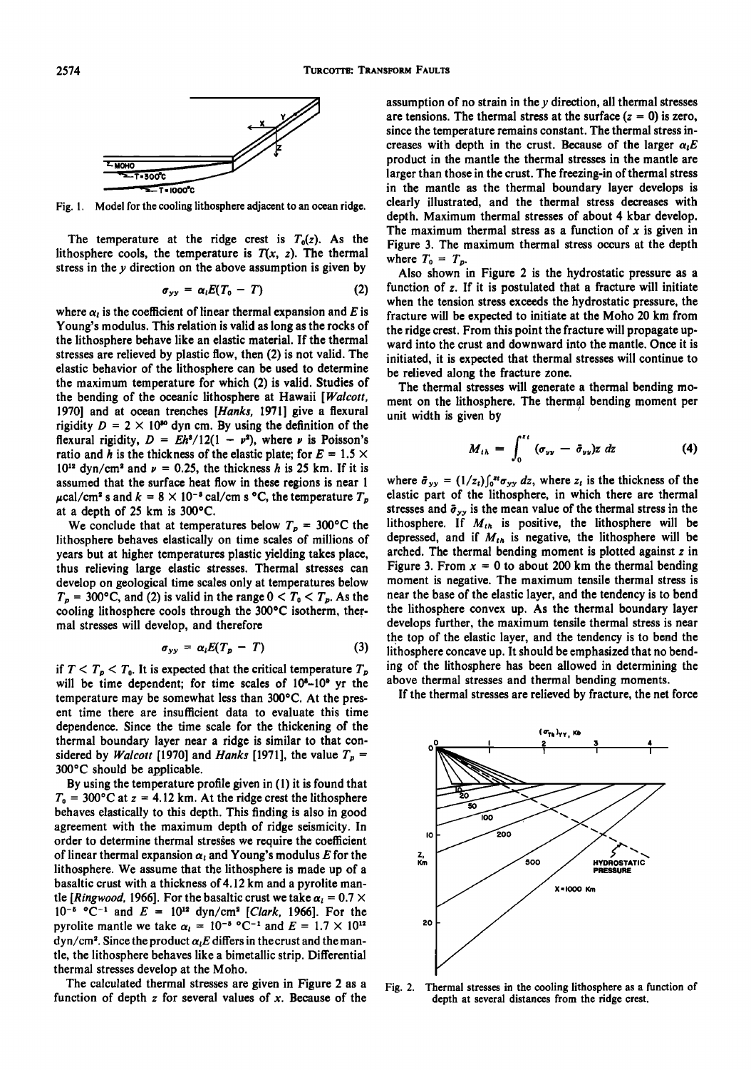Fig. 1. Model for the cooling lithosphere adjacent to an ocean ridge.

The temperature at the ridge crest is $T_0(z)$. As the lithosphere cools, the temperature is $T(x, z)$. The thermal stress in the $y$ direction on the above assumption is given by

$$\sigma_{yy} = \alpha_l E(T_0 - T) \tag{2}$$

where $\alpha_l$ is the coefficient of linear thermal expansion and $E$ is Young's modulus. This relation is valid as long as the rocks of the lithosphere behave like an elastic material. If the thermal stresses are relieved by plastic flow, then (2) is not valid. The elastic behavior of the lithosphere can be used to determine the maximum temperature for which (2) is valid. Studies of the bending of the oceanic lithosphere at Hawaii [*Walcott*, 1970] and at ocean trenches [*Hanks*, 1971] give a flexural rigidity $D = 2 \times 10^{30}$ dyn cm. By using the definition of the flexural rigidity, $D = Eh^3/12(1 - \nu^2)$, where $\nu$ is Poisson's ratio and $h$ is the thickness of the elastic plate; for $E = 1.5 \times 10^{12}$ dyn/cm$^2$ and $\nu = 0.25$, the thickness $h$ is 25 km. If it is assumed that the surface heat flow in these regions is near 1 $\mu$cal/cm$^2$ s and $k = 8 \times 10^{-3}$ cal/cm s °C, the temperature $T_p$ at a depth of 25 km is 300°C.

We conclude that at temperatures below $T_p = 300$°C the lithosphere behaves elastically on time scales of millions of years but at higher temperatures plastic yielding takes place, thus relieving large elastic stresses. Thermal stresses can develop on geological time scales only at temperatures below $T_p = 300$°C, and (2) is valid in the range $0 < T_0 < T_p$. As the cooling lithosphere cools through the 300°C isotherm, thermal stresses will develop, and therefore

$$\sigma_{yy} = \alpha_l E(T_p - T) \tag{3}$$

if $T < T_p < T_0$. It is expected that the critical temperature $T_p$ will be time dependent; for time scales of $10^8$–$10^9$ yr the temperature may be somewhat less than 300°C. At the present time there are insufficient data to evaluate this time dependence. Since the time scale for the thickening of the thermal boundary layer near a ridge is similar to that considered by *Walcott* [1970] and *Hanks* [1971], the value $T_p = 300$°C should be applicable.

By using the temperature profile given in (1) it is found that $T_0 = 300$°C at $z = 4.12$ km. At the ridge crest the lithosphere behaves elastically to this depth. This finding is also in good agreement with the maximum depth of ridge seismicity. In order to determine thermal stresses we require the coefficient of linear thermal expansion $\alpha_l$ and Young's modulus $E$ for the lithosphere. We assume that the lithosphere is made up of a basaltic crust with a thickness of 4.12 km and a pyrolite mantle [*Ringwood*, 1966]. For the basaltic crust we take $\alpha_l = 0.7 \times 10^{-5}$ °C$^{-1}$ and $E = 10^{12}$ dyn/cm$^2$ [*Clark*, 1966]. For the pyrolite mantle we take $\alpha_l = 10^{-5}$ °C$^{-1}$ and $E = 1.7 \times 10^{12}$ dyn/cm$^2$. Since the product $\alpha_l E$ differs in the crust and the mantle, the lithosphere behaves like a bimetallic strip. Differential thermal stresses develop at the Moho.

The calculated thermal stresses are given in Figure 2 as a function of depth $z$ for several values of $x$. Because of the assumption of no strain in the $y$ direction, all thermal stresses are tensions. The thermal stress at the surface ($z = 0$) is zero, since the temperature remains constant. The thermal stress increases with depth in the crust. Because of the larger $\alpha_l E$ product in the mantle the thermal stresses in the mantle are larger than those in the crust. The freezing-in of thermal stress in the mantle as the thermal boundary layer develops is clearly illustrated, and the thermal stress decreases with depth. Maximum thermal stresses of about 4 kbar develop. The maximum thermal stress as a function of $x$ is given in Figure 3. The maximum thermal stress occurs at the depth where $T_0 = T_p$.

Also shown in Figure 2 is the hydrostatic pressure as a function of $z$. If it is postulated that a fracture will initiate when the tension stress exceeds the hydrostatic pressure, the fracture will be expected to initiate at the Moho 20 km from the ridge crest. From this point the fracture will propagate upward into the crust and downward into the mantle. Once it is initiated, it is expected that thermal stresses will continue to be relieved along the fracture zone.

The thermal stresses will generate a thermal bending moment on the lithosphere. The thermal bending moment per unit width is given by

$$M_{th} = \int_0^{z_l} (\sigma_{yy} - \bar{\sigma}_{yy})z \, dz \tag{4}$$

where $\bar{\sigma}_{yy} = (1/z_l)\int_0^{z_l}\sigma_{yy} \, dz$, where $z_l$ is the thickness of the elastic part of the lithosphere, in which there are thermal stresses and $\bar{\sigma}_{yy}$ is the mean value of the thermal stress in the lithosphere. If $M_{th}$ is positive, the lithosphere will be depressed, and if $M_{th}$ is negative, the lithosphere will be arched. The thermal bending moment is plotted against $z$ in Figure 3. From $x = 0$ to about 200 km the thermal bending moment is negative. The maximum tensile thermal stress is near the base of the elastic layer, and the tendency is to bend the lithosphere convex up. As the thermal boundary layer develops further, the maximum tensile thermal stress is near the top of the elastic layer, and the tendency is to bend the lithosphere concave up. It should be emphasized that no bending of the lithosphere has been allowed in determining the above thermal stresses and thermal bending moments.

If the thermal stresses are relieved by fracture, the net force

Fig. 2. Thermal stresses in the cooling lithosphere as a function of depth at several distances from the ridge crest.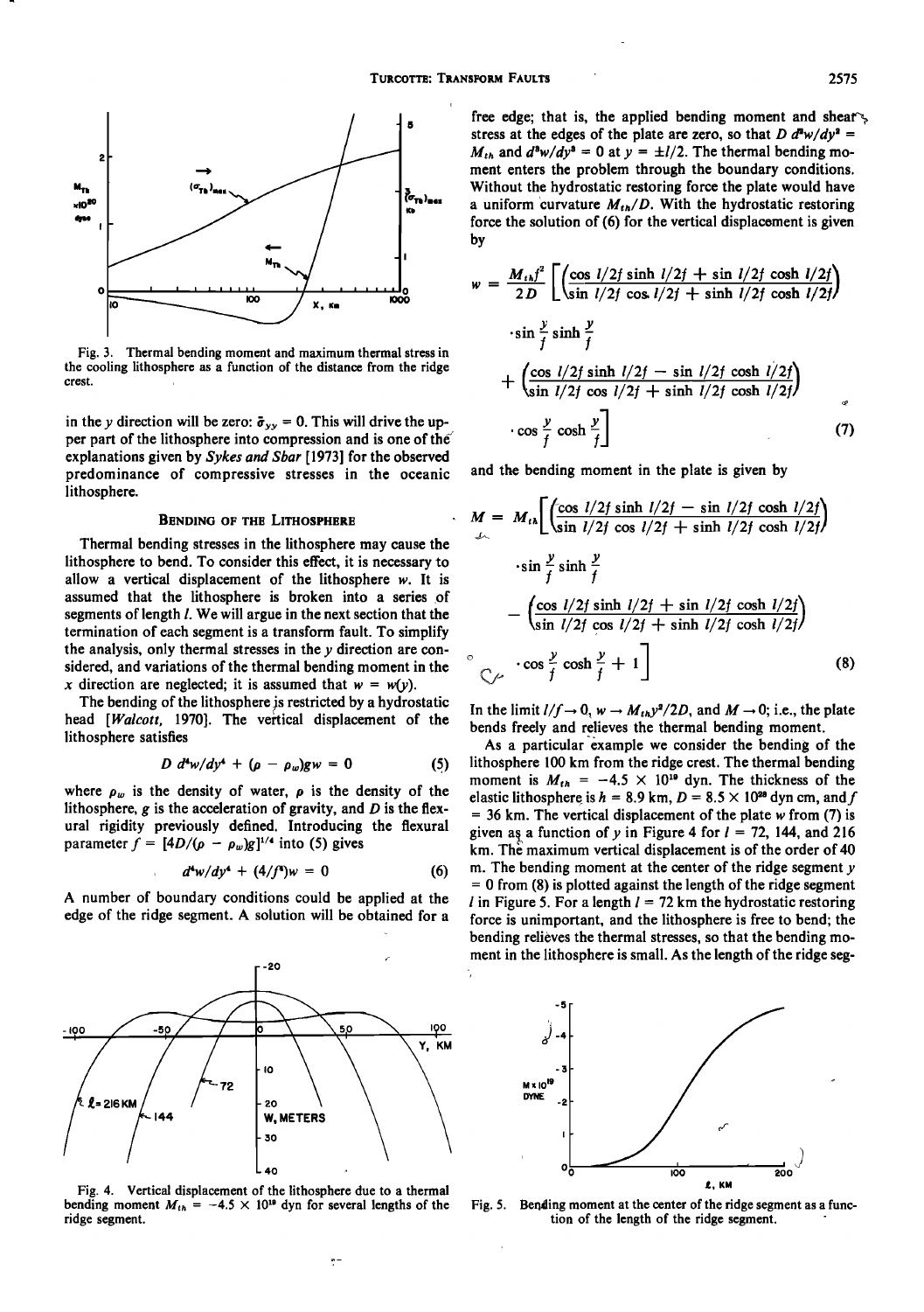Fig. 3. Thermal bending moment and maximum thermal stress in the cooling lithosphere as a function of the distance from the ridge crest.

in the $y$ direction will be zero: $\bar{\sigma}_{yy} = 0$. This will drive the upper part of the lithosphere into compression and is one of the explanations given by *Sykes and Sbar* [1973] for the observed predominance of compressive stresses in the oceanic lithosphere.

## Bending of the Lithosphere

Thermal bending stresses in the lithosphere may cause the lithosphere to bend. To consider this effect, it is necessary to allow a vertical displacement of the lithosphere $w$. It is assumed that the lithosphere is broken into a series of segments of length $l$. We will argue in the next section that the termination of each segment is a transform fault. To simplify the analysis, only thermal stresses in the $y$ direction are considered, and variations of the thermal bending moment in the $x$ direction are neglected; it is assumed that $w = w(y)$.

The bending of the lithosphere is restricted by a hydrostatic head [*Walcott*, 1970]. The vertical displacement of the lithosphere satisfies

$$D\, d^4w/dy^4 + (\rho - \rho_w)gw = 0 \tag{5}$$

where $\rho_w$ is the density of water, $\rho$ is the density of the lithosphere, $g$ is the acceleration of gravity, and $D$ is the flexural rigidity previously defined. Introducing the flexural parameter $f = [4D/(\rho - \rho_w)g]^{1/4}$ into (5) gives

$$d^4w/dy^4 + (4/f^4)w = 0 \tag{6}$$

A number of boundary conditions could be applied at the edge of the ridge segment. A solution will be obtained for a free edge; that is, the applied bending moment and shear stress at the edges of the plate are zero, so that $D\, d^2w/dy^2 = M_{th}$ and $d^3w/dy^3 = 0$ at $y = \pm l/2$. The thermal bending moment enters the problem through the boundary conditions. Without the hydrostatic restoring force the plate would have a uniform curvature $M_{th}/D$. With the hydrostatic restoring force the solution of (6) for the vertical displacement is given by

$$w = \frac{M_{th}f^2}{2D}\left[\left(\frac{\cos l/2f \sinh l/2f + \sin l/2f \cosh l/2f}{\sin l/2f \cos l/2f + \sinh l/2f \cosh l/2f}\right) \cdot \sin\frac{y}{f}\sinh\frac{y}{f} + \left(\frac{\cos l/2f \sinh l/2f - \sin l/2f \cosh l/2f}{\sin l/2f \cos l/2f + \sinh l/2f \cosh l/2f}\right) \cdot \cos\frac{y}{f}\cosh\frac{y}{f}\right] \tag{7}$$

and the bending moment in the plate is given by

$$M = M_{th}\left[\left(\frac{\cos l/2f \sinh l/2f - \sin l/2f \cosh l/2f}{\sin l/2f \cos l/2f + \sinh l/2f \cosh l/2f}\right) \cdot \sin\frac{y}{f}\sinh\frac{y}{f} - \left(\frac{\cos l/2f \sinh l/2f + \sin l/2f \cosh l/2f}{\sin l/2f \cos l/2f + \sinh l/2f \cosh l/2f}\right) \cdot \cos\frac{y}{f}\cosh\frac{y}{f} + 1\right] \tag{8}$$

In the limit $l/f \to 0$, $w \to M_{th}y^2/2D$, and $M \to 0$; i.e., the plate bends freely and relieves the thermal bending moment.

As a particular example we consider the bending of the lithosphere 100 km from the ridge crest. The thermal bending moment is $M_{th} = -4.5 \times 10^{19}$ dyn. The thickness of the elastic lithosphere is $h = 8.9$ km, $D = 8.5 \times 10^{28}$ dyn cm, and $f = 36$ km. The vertical displacement of the plate $w$ from (7) is given as a function of $y$ in Figure 4 for $l = 72$, 144, and 216 km. The maximum vertical displacement is of the order of 40 m. The bending moment at the center of the ridge segment $y = 0$ from (8) is plotted against the length of the ridge segment $l$ in Figure 5. For a length $l = 72$ km the hydrostatic restoring force is unimportant, and the lithosphere is free to bend; the bending relieves the thermal stresses, so that the bending moment in the lithosphere is small. As the length of the ridge seg-

Fig. 4. Vertical displacement of the lithosphere due to a thermal bending moment $M_{th} = -4.5 \times 10^{19}$ dyn for several lengths of the ridge segment.

Fig. 5. Bending moment at the center of the ridge segment as a function of the length of the ridge segment.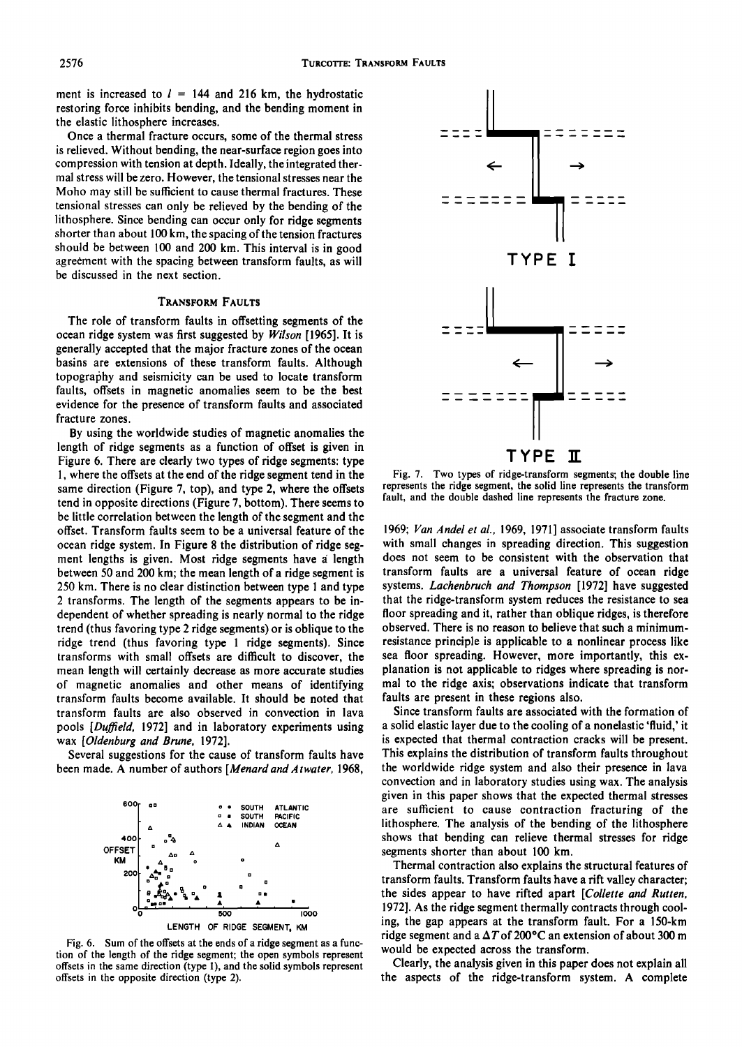ment is increased to $l$ = 144 and 216 km, the hydrostatic restoring force inhibits bending, and the bending moment in the elastic lithosphere increases.

Once a thermal fracture occurs, some of the thermal stress is relieved. Without bending, the near-surface region goes into compression with tension at depth. Ideally, the integrated thermal stress will be zero. However, the tensional stresses near the Moho may still be sufficient to cause thermal fractures. These tensional stresses can only be relieved by the bending of the lithosphere. Since bending can occur only for ridge segments shorter than about 100 km, the spacing of the tension fractures should be between 100 and 200 km. This interval is in good agreement with the spacing between transform faults, as will be discussed in the next section.

## Transform Faults

The role of transform faults in offsetting segments of the ocean ridge system was first suggested by *Wilson* [1965]. It is generally accepted that the major fracture zones of the ocean basins are extensions of these transform faults. Although topography and seismicity can be used to locate transform faults, offsets in magnetic anomalies seem to be the best evidence for the presence of transform faults and associated fracture zones.

By using the worldwide studies of magnetic anomalies the length of ridge segments as a function of offset is given in Figure 6. There are clearly two types of ridge segments: type 1, where the offsets at the end of the ridge segment tend in the same direction (Figure 7, top), and type 2, where the offsets tend in opposite directions (Figure 7, bottom). There seems to be little correlation between the length of the segment and the offset. Transform faults seem to be a universal feature of the ocean ridge system. In Figure 8 the distribution of ridge segment lengths is given. Most ridge segments have a length between 50 and 200 km; the mean length of a ridge segment is 250 km. There is no clear distinction between type 1 and type 2 transforms. The length of the segments appears to be independent of whether spreading is nearly normal to the ridge trend (thus favoring type 2 ridge segments) or is oblique to the ridge trend (thus favoring type 1 ridge segments). Since transforms with small offsets are difficult to discover, the mean length will certainly decrease as more accurate studies of magnetic anomalies and other means of identifying transform faults become available. It should be noted that transform faults are also observed in convection in lava pools [*Duffield*, 1972] and in laboratory experiments using wax [*Oldenburg and Brune*, 1972].

Several suggestions for the cause of transform faults have been made. A number of authors [*Menard and Atwater*, 1968, 1969; *Van Andel et al.*, 1969, 1971] associate transform faults with small changes in spreading direction. This suggestion does not seem to be consistent with the observation that transform faults are a universal feature of ocean ridge systems. *Lachenbruch and Thompson* [1972] have suggested that the ridge-transform system reduces the resistance to sea floor spreading and it, rather than oblique ridges, is therefore observed. There is no reason to believe that such a minimum-resistance principle is applicable to a nonlinear process like sea floor spreading. However, more importantly, this explanation is not applicable to ridges where spreading is normal to the ridge axis; observations indicate that transform faults are present in these regions also.

Since transform faults are associated with the formation of a solid elastic layer due to the cooling of a nonelastic 'fluid,' it is expected that thermal contraction cracks will be present. This explains the distribution of transform faults throughout the worldwide ridge system and also their presence in lava convection and in laboratory studies using wax. The analysis given in this paper shows that the expected thermal stresses are sufficient to cause contraction fracturing of the lithosphere. The analysis of the bending of the lithosphere shows that bending can relieve thermal stresses for ridge segments shorter than about 100 km.

Thermal contraction also explains the structural features of transform faults. Transform faults have a rift valley character; the sides appear to have rifted apart [*Collette and Rutten*, 1972]. As the ridge segment thermally contracts through cooling, the gap appears at the transform fault. For a 150-km ridge segment and a $\Delta T$ of 200°C an extension of about 300 m would be expected across the transform.

Clearly, the analysis given in this paper does not explain all the aspects of the ridge-transform system. A complete

Fig. 6. Sum of the offsets at the ends of a ridge segment as a function of the length of the ridge segment; the open symbols represent offsets in the same direction (type 1), and the solid symbols represent offsets in the opposite direction (type 2).

Fig. 7. Two types of ridge-transform segments; the double line represents the ridge segment, the solid line represents the transform fault, and the double dashed line represents the fracture zone.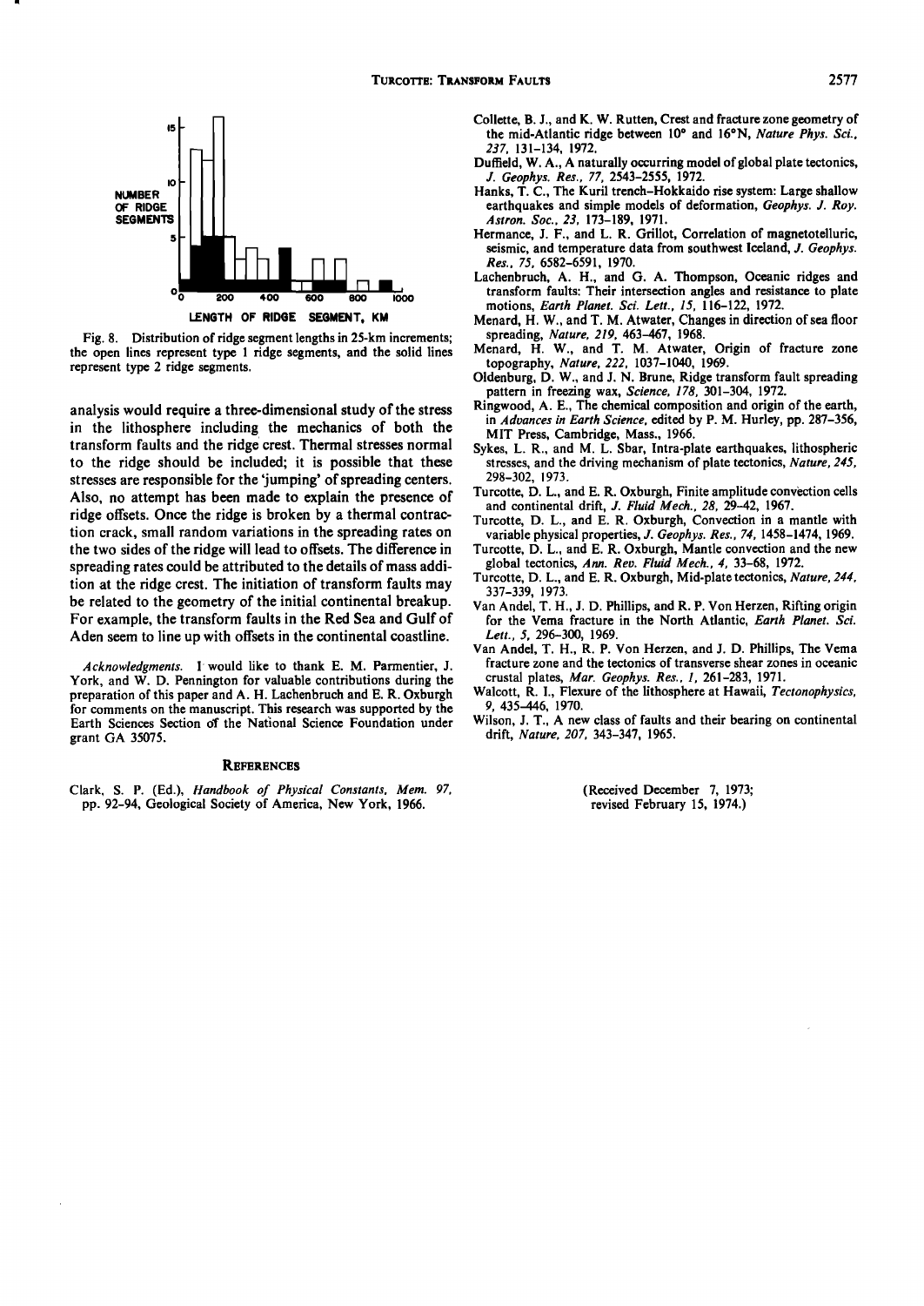15

10

NUMBER OF RIDGE SEGMENTS

5

0

0 200 400 600 800 1000

LENGTH OF RIDGE SEGMENT, KM

Fig. 8. Distribution of ridge segment lengths in 25-km increments; the open lines represent type 1 ridge segments, and the solid lines represent type 2 ridge segments.

analysis would require a three-dimensional study of the stress in the lithosphere including the mechanics of both the transform faults and the ridge crest. Thermal stresses normal to the ridge should be included; it is possible that these stresses are responsible for the 'jumping' of spreading centers. Also, no attempt has been made to explain the presence of ridge offsets. Once the ridge is broken by a thermal contraction crack, small random variations in the spreading rates on the two sides of the ridge will lead to offsets. The difference in spreading rates could be attributed to the details of mass addition at the ridge crest. The initiation of transform faults may be related to the geometry of the initial continental breakup. For example, the transform faults in the Red Sea and Gulf of Aden seem to line up with offsets in the continental coastline.

*Acknowledgments.* I would like to thank E. M. Parmentier, J. York, and W. D. Pennington for valuable contributions during the preparation of this paper and A. H. Lachenbruch and E. R. Oxburgh for comments on the manuscript. This research was supported by the Earth Sciences Section of the National Science Foundation under grant GA 35075.

## REFERENCES

Clark, S. P. (Ed.), *Handbook of Physical Constants, Mem. 97,* pp. 92-94, Geological Society of America, New York, 1966.

Collette, B. J., and K. W. Rutten, Crest and fracture zone geometry of the mid-Atlantic ridge between 10° and 16°N, *Nature Phys. Sci., 237,* 131-134, 1972.

Duffield, W. A., A naturally occurring model of global plate tectonics, *J. Geophys. Res., 77,* 2543-2555, 1972.

Hanks, T. C., The Kuril trench-Hokkaido rise system: Large shallow earthquakes and simple models of deformation, *Geophys. J. Roy. Astron. Soc., 23,* 173-189, 1971.

Hermance, J. F., and L. R. Grillot, Correlation of magnetotelluric, seismic, and temperature data from southwest Iceland, *J. Geophys. Res., 75,* 6582-6591, 1970.

Lachenbruch, A. H., and G. A. Thompson, Oceanic ridges and transform faults: Their intersection angles and resistance to plate motions, *Earth Planet. Sci. Lett., 15,* 116-122, 1972.

Menard, H. W., and T. M. Atwater, Changes in direction of sea floor spreading, *Nature, 219,* 463-467, 1968.

Menard, H. W., and T. M. Atwater, Origin of fracture zone topography, *Nature, 222,* 1037-1040, 1969.

Oldenburg, D. W., and J. N. Brune, Ridge transform fault spreading pattern in freezing wax, *Science, 178,* 301-304, 1972.

Ringwood, A. E., The chemical composition and origin of the earth, in *Advances in Earth Science,* edited by P. M. Hurley, pp. 287-356, MIT Press, Cambridge, Mass., 1966.

Sykes, L. R., and M. L. Sbar, Intra-plate earthquakes, lithospheric stresses, and the driving mechanism of plate tectonics, *Nature, 245,* 298-302, 1973.

Turcotte, D. L., and E. R. Oxburgh, Finite amplitude convection cells and continental drift, *J. Fluid Mech., 28,* 29-42, 1967.

Turcotte, D. L., and E. R. Oxburgh, Convection in a mantle with variable physical properties, *J. Geophys. Res., 74,* 1458-1474, 1969.

Turcotte, D. L., and E. R. Oxburgh, Mantle convection and the new global tectonics, *Ann. Rev. Fluid Mech., 4,* 33-68, 1972.

Turcotte, D. L., and E. R. Oxburgh, Mid-plate tectonics, *Nature, 244,* 337-339, 1973.

Van Andel, T. H., J. D. Phillips, and R. P. Von Herzen, Rifting origin for the Vema fracture in the North Atlantic, *Earth Planet. Sci. Lett., 5,* 296-300, 1969.

Van Andel, T. H., R. P. Von Herzen, and J. D. Phillips, The Vema fracture zone and the tectonics of transverse shear zones in oceanic crustal plates, *Mar. Geophys. Res., 1,* 261-283, 1971.

Walcott, R. I., Flexure of the lithosphere at Hawaii, *Tectonophysics, 9,* 435-446, 1970.

Wilson, J. T., A new class of faults and their bearing on continental drift, *Nature, 207,* 343-347, 1965.

(Received December 7, 1973; revised February 15, 1974.)